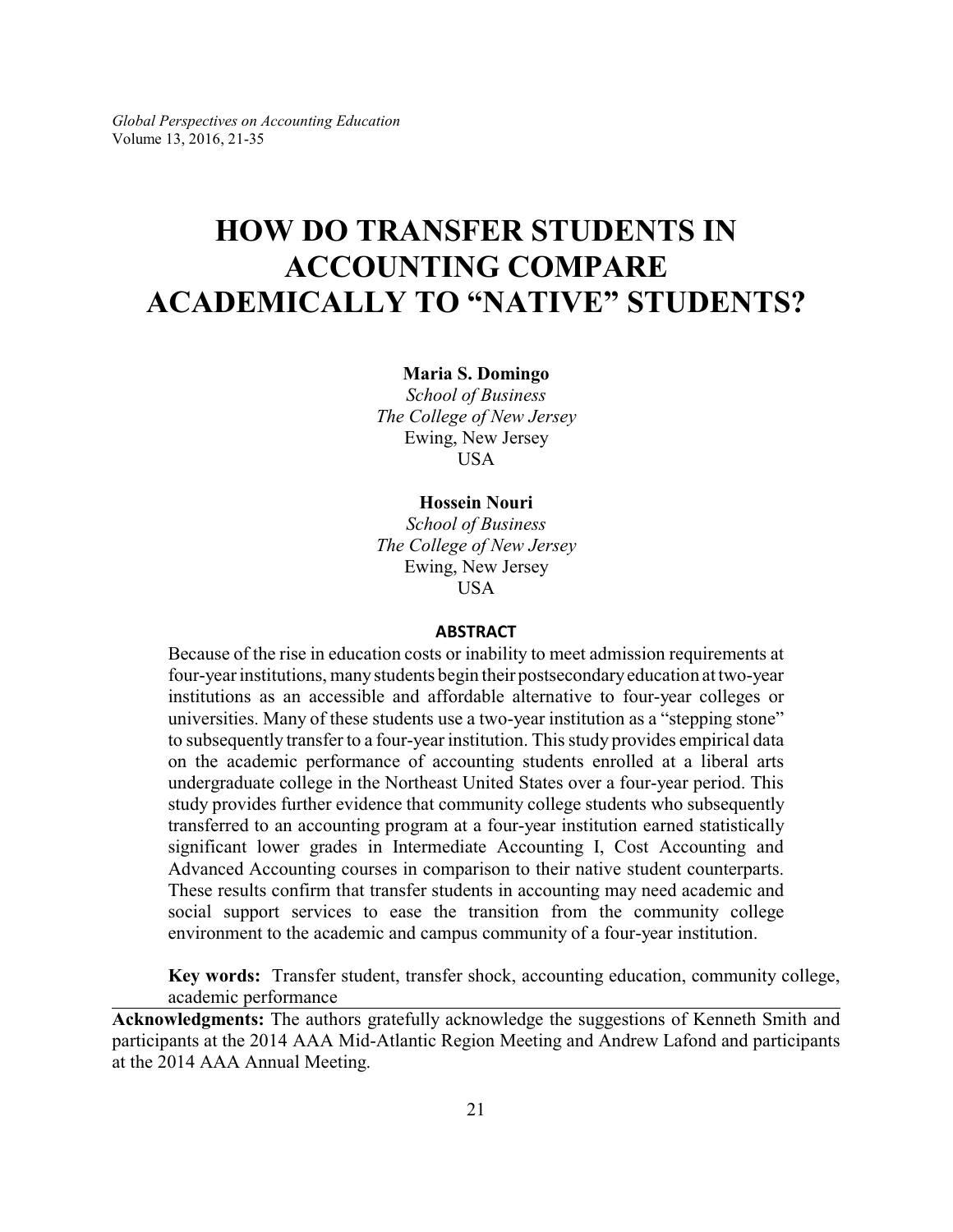# HOW DO TRANSFER STUDENTS IN ACCOUNTING COMPARE ACADEMICALLY TO "NATIVE" STUDENTS?

**Maria S. Domingo**
*School of Business*
*The College of New Jersey*
Ewing, New Jersey
USA

**Hossein Nouri**
*School of Business*
*The College of New Jersey*
Ewing, New Jersey
USA

## ABSTRACT

Because of the rise in education costs or inability to meet admission requirements at four-year institutions, many students begin their postsecondary education at two-year institutions as an accessible and affordable alternative to four-year colleges or universities. Many of these students use a two-year institution as a "stepping stone" to subsequently transfer to a four-year institution. This study provides empirical data on the academic performance of accounting students enrolled at a liberal arts undergraduate college in the Northeast United States over a four-year period. This study provides further evidence that community college students who subsequently transferred to an accounting program at a four-year institution earned statistically significant lower grades in Intermediate Accounting I, Cost Accounting and Advanced Accounting courses in comparison to their native student counterparts. These results confirm that transfer students in accounting may need academic and social support services to ease the transition from the community college environment to the academic and campus community of a four-year institution.

**Key words:** Transfer student, transfer shock, accounting education, community college, academic performance

**Acknowledgments:** The authors gratefully acknowledge the suggestions of Kenneth Smith and participants at the 2014 AAA Mid-Atlantic Region Meeting and Andrew Lafond and participants at the 2014 AAA Annual Meeting.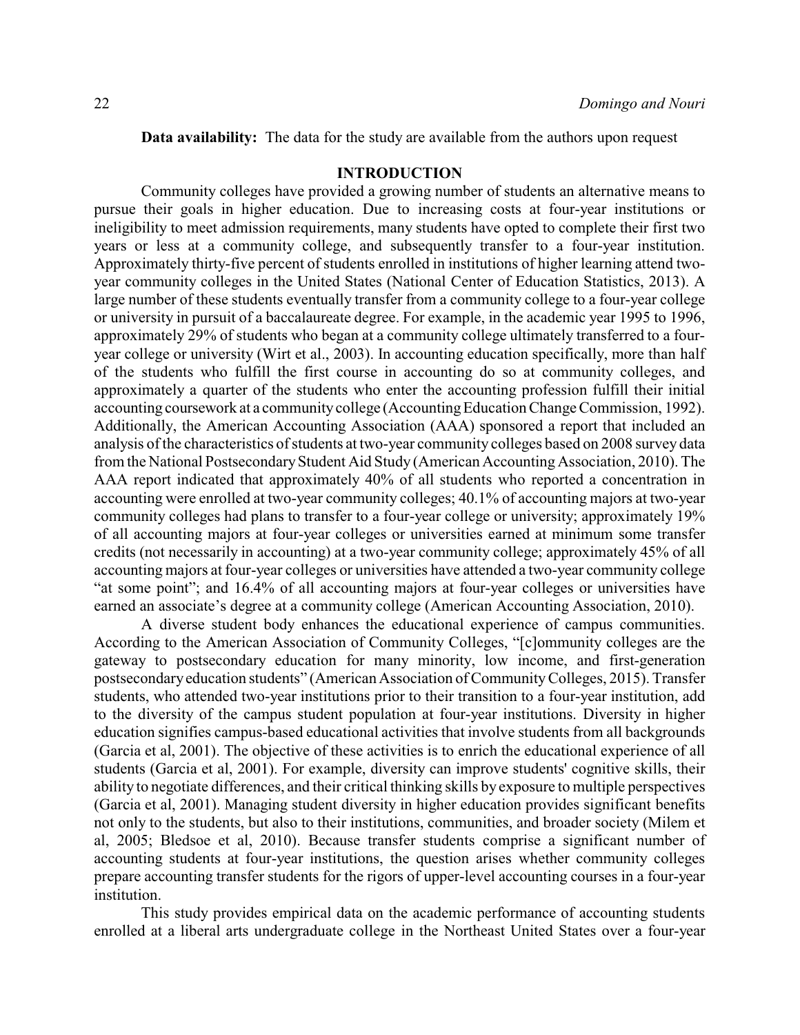**Data availability:** The data for the study are available from the authors upon request

## INTRODUCTION

Community colleges have provided a growing number of students an alternative means to pursue their goals in higher education. Due to increasing costs at four-year institutions or ineligibility to meet admission requirements, many students have opted to complete their first two years or less at a community college, and subsequently transfer to a four-year institution. Approximately thirty-five percent of students enrolled in institutions of higher learning attend two-year community colleges in the United States (National Center of Education Statistics, 2013). A large number of these students eventually transfer from a community college to a four-year college or university in pursuit of a baccalaureate degree. For example, in the academic year 1995 to 1996, approximately 29% of students who began at a community college ultimately transferred to a four-year college or university (Wirt et al., 2003). In accounting education specifically, more than half of the students who fulfill the first course in accounting do so at community colleges, and approximately a quarter of the students who enter the accounting profession fulfill their initial accounting coursework at a community college (Accounting Education Change Commission, 1992). Additionally, the American Accounting Association (AAA) sponsored a report that included an analysis of the characteristics of students at two-year community colleges based on 2008 survey data from the National Postsecondary Student Aid Study (American Accounting Association, 2010). The AAA report indicated that approximately 40% of all students who reported a concentration in accounting were enrolled at two-year community colleges; 40.1% of accounting majors at two-year community colleges had plans to transfer to a four-year college or university; approximately 19% of all accounting majors at four-year colleges or universities earned at minimum some transfer credits (not necessarily in accounting) at a two-year community college; approximately 45% of all accounting majors at four-year colleges or universities have attended a two-year community college "at some point"; and 16.4% of all accounting majors at four-year colleges or universities have earned an associate's degree at a community college (American Accounting Association, 2010).

A diverse student body enhances the educational experience of campus communities. According to the American Association of Community Colleges, "[c]ommunity colleges are the gateway to postsecondary education for many minority, low income, and first-generation postsecondary education students" (American Association of Community Colleges, 2015). Transfer students, who attended two-year institutions prior to their transition to a four-year institution, add to the diversity of the campus student population at four-year institutions. Diversity in higher education signifies campus-based educational activities that involve students from all backgrounds (Garcia et al, 2001). The objective of these activities is to enrich the educational experience of all students (Garcia et al, 2001). For example, diversity can improve students' cognitive skills, their ability to negotiate differences, and their critical thinking skills by exposure to multiple perspectives (Garcia et al, 2001). Managing student diversity in higher education provides significant benefits not only to the students, but also to their institutions, communities, and broader society (Milem et al, 2005; Bledsoe et al, 2010). Because transfer students comprise a significant number of accounting students at four-year institutions, the question arises whether community colleges prepare accounting transfer students for the rigors of upper-level accounting courses in a four-year institution.

This study provides empirical data on the academic performance of accounting students enrolled at a liberal arts undergraduate college in the Northeast United States over a four-year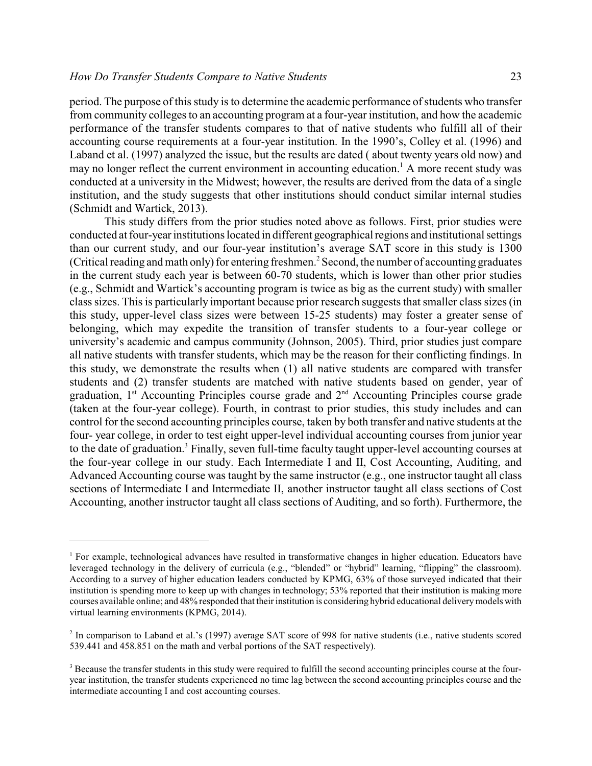period. The purpose of this study is to determine the academic performance of students who transfer from community colleges to an accounting program at a four-year institution, and how the academic performance of the transfer students compares to that of native students who fulfill all of their accounting course requirements at a four-year institution. In the 1990's, Colley et al. (1996) and Laband et al. (1997) analyzed the issue, but the results are dated ( about twenty years old now) and may no longer reflect the current environment in accounting education.[1] A more recent study was conducted at a university in the Midwest; however, the results are derived from the data of a single institution, and the study suggests that other institutions should conduct similar internal studies (Schmidt and Wartick, 2013).

This study differs from the prior studies noted above as follows. First, prior studies were conducted at four-year institutions located in different geographical regions and institutional settings than our current study, and our four-year institution's average SAT score in this study is 1300 (Critical reading and math only) for entering freshmen.[2] Second, the number of accounting graduates in the current study each year is between 60-70 students, which is lower than other prior studies (e.g., Schmidt and Wartick's accounting program is twice as big as the current study) with smaller class sizes. This is particularly important because prior research suggests that smaller class sizes (in this study, upper-level class sizes were between 15-25 students) may foster a greater sense of belonging, which may expedite the transition of transfer students to a four-year college or university's academic and campus community (Johnson, 2005). Third, prior studies just compare all native students with transfer students, which may be the reason for their conflicting findings. In this study, we demonstrate the results when (1) all native students are compared with transfer students and (2) transfer students are matched with native students based on gender, year of graduation, 1st Accounting Principles course grade and 2nd Accounting Principles course grade (taken at the four-year college). Fourth, in contrast to prior studies, this study includes and can control for the second accounting principles course, taken by both transfer and native students at the four- year college, in order to test eight upper-level individual accounting courses from junior year to the date of graduation.[3] Finally, seven full-time faculty taught upper-level accounting courses at the four-year college in our study. Each Intermediate I and II, Cost Accounting, Auditing, and Advanced Accounting course was taught by the same instructor (e.g., one instructor taught all class sections of Intermediate I and Intermediate II, another instructor taught all class sections of Cost Accounting, another instructor taught all class sections of Auditing, and so forth). Furthermore, the

---

[1] For example, technological advances have resulted in transformative changes in higher education. Educators have leveraged technology in the delivery of curricula (e.g., "blended" or "hybrid" learning, "flipping" the classroom). According to a survey of higher education leaders conducted by KPMG, 63% of those surveyed indicated that their institution is spending more to keep up with changes in technology; 53% reported that their institution is making more courses available online; and 48% responded that their institution is considering hybrid educational delivery models with virtual learning environments (KPMG, 2014).

[2] In comparison to Laband et al.'s (1997) average SAT score of 998 for native students (i.e., native students scored 539.441 and 458.851 on the math and verbal portions of the SAT respectively).

[3] Because the transfer students in this study were required to fulfill the second accounting principles course at the four-year institution, the transfer students experienced no time lag between the second accounting principles course and the intermediate accounting I and cost accounting courses.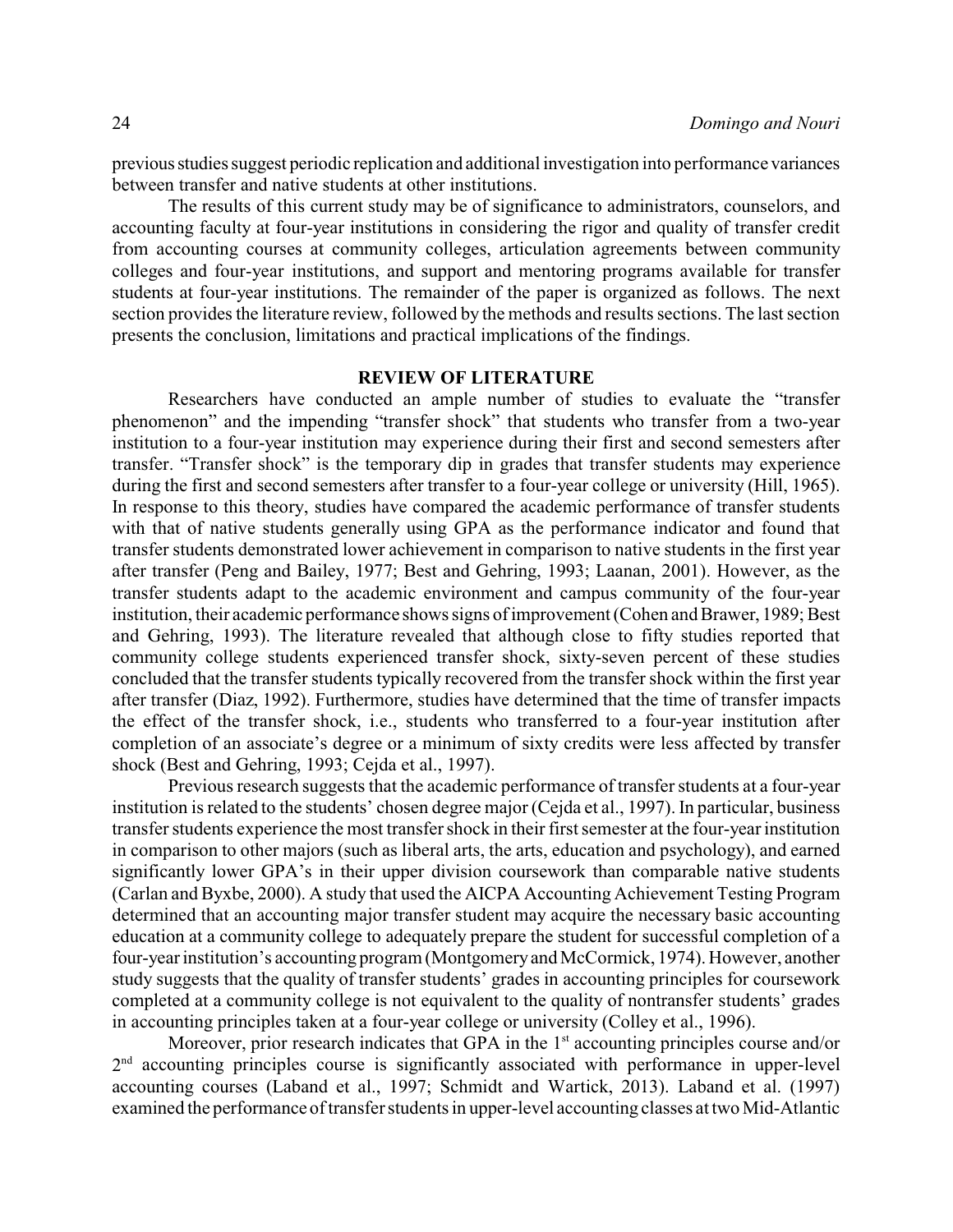previous studies suggest periodic replication and additional investigation into performance variances between transfer and native students at other institutions.

The results of this current study may be of significance to administrators, counselors, and accounting faculty at four-year institutions in considering the rigor and quality of transfer credit from accounting courses at community colleges, articulation agreements between community colleges and four-year institutions, and support and mentoring programs available for transfer students at four-year institutions. The remainder of the paper is organized as follows. The next section provides the literature review, followed by the methods and results sections. The last section presents the conclusion, limitations and practical implications of the findings.

## REVIEW OF LITERATURE

Researchers have conducted an ample number of studies to evaluate the "transfer phenomenon" and the impending "transfer shock" that students who transfer from a two-year institution to a four-year institution may experience during their first and second semesters after transfer. "Transfer shock" is the temporary dip in grades that transfer students may experience during the first and second semesters after transfer to a four-year college or university (Hill, 1965). In response to this theory, studies have compared the academic performance of transfer students with that of native students generally using GPA as the performance indicator and found that transfer students demonstrated lower achievement in comparison to native students in the first year after transfer (Peng and Bailey, 1977; Best and Gehring, 1993; Laanan, 2001). However, as the transfer students adapt to the academic environment and campus community of the four-year institution, their academic performance shows signs of improvement (Cohen and Brawer, 1989; Best and Gehring, 1993). The literature revealed that although close to fifty studies reported that community college students experienced transfer shock, sixty-seven percent of these studies concluded that the transfer students typically recovered from the transfer shock within the first year after transfer (Diaz, 1992). Furthermore, studies have determined that the time of transfer impacts the effect of the transfer shock, i.e., students who transferred to a four-year institution after completion of an associate's degree or a minimum of sixty credits were less affected by transfer shock (Best and Gehring, 1993; Cejda et al., 1997).

Previous research suggests that the academic performance of transfer students at a four-year institution is related to the students' chosen degree major (Cejda et al., 1997). In particular, business transfer students experience the most transfer shock in their first semester at the four-year institution in comparison to other majors (such as liberal arts, the arts, education and psychology), and earned significantly lower GPA's in their upper division coursework than comparable native students (Carlan and Byxbe, 2000). A study that used the AICPA Accounting Achievement Testing Program determined that an accounting major transfer student may acquire the necessary basic accounting education at a community college to adequately prepare the student for successful completion of a four-year institution's accounting program (Montgomery and McCormick, 1974). However, another study suggests that the quality of transfer students' grades in accounting principles for coursework completed at a community college is not equivalent to the quality of nontransfer students' grades in accounting principles taken at a four-year college or university (Colley et al., 1996).

Moreover, prior research indicates that GPA in the 1st accounting principles course and/or 2nd accounting principles course is significantly associated with performance in upper-level accounting courses (Laband et al., 1997; Schmidt and Wartick, 2013). Laband et al. (1997) examined the performance of transfer students in upper-level accounting classes at two Mid-Atlantic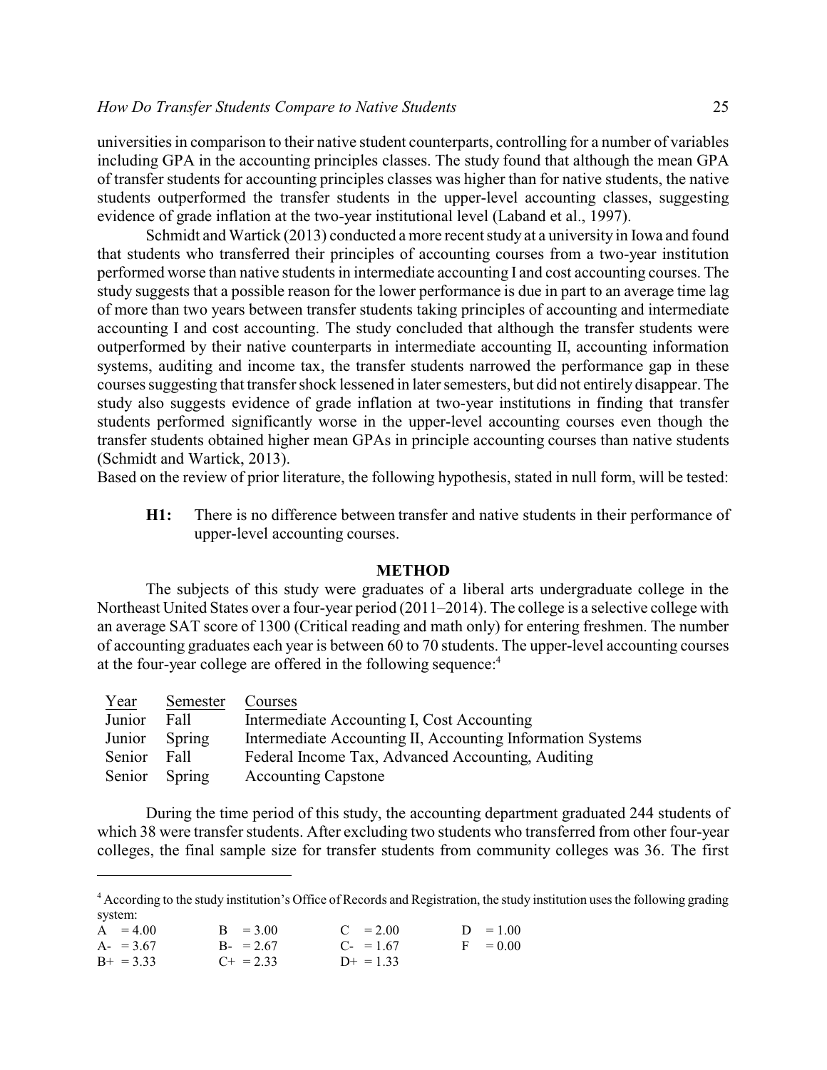universities in comparison to their native student counterparts, controlling for a number of variables including GPA in the accounting principles classes. The study found that although the mean GPA of transfer students for accounting principles classes was higher than for native students, the native students outperformed the transfer students in the upper-level accounting classes, suggesting evidence of grade inflation at the two-year institutional level (Laband et al., 1997).

Schmidt and Wartick (2013) conducted a more recent study at a university in Iowa and found that students who transferred their principles of accounting courses from a two-year institution performed worse than native students in intermediate accounting I and cost accounting courses. The study suggests that a possible reason for the lower performance is due in part to an average time lag of more than two years between transfer students taking principles of accounting and intermediate accounting I and cost accounting. The study concluded that although the transfer students were outperformed by their native counterparts in intermediate accounting II, accounting information systems, auditing and income tax, the transfer students narrowed the performance gap in these courses suggesting that transfer shock lessened in later semesters, but did not entirely disappear. The study also suggests evidence of grade inflation at two-year institutions in finding that transfer students performed significantly worse in the upper-level accounting courses even though the transfer students obtained higher mean GPAs in principle accounting courses than native students (Schmidt and Wartick, 2013).

Based on the review of prior literature, the following hypothesis, stated in null form, will be tested:

> **H1:** There is no difference between transfer and native students in their performance of upper-level accounting courses.

## METHOD

The subjects of this study were graduates of a liberal arts undergraduate college in the Northeast United States over a four-year period (2011–2014). The college is a selective college with an average SAT score of 1300 (Critical reading and math only) for entering freshmen. The number of accounting graduates each year is between 60 to 70 students. The upper-level accounting courses at the four-year college are offered in the following sequence:[4]

| Year | Semester | Courses |
|---|---|---|
| Junior | Fall | Intermediate Accounting I, Cost Accounting |
| Junior | Spring | Intermediate Accounting II, Accounting Information Systems |
| Senior | Fall | Federal Income Tax, Advanced Accounting, Auditing |
| Senior | Spring | Accounting Capstone |

During the time period of this study, the accounting department graduated 244 students of which 38 were transfer students. After excluding two students who transferred from other four-year colleges, the final sample size for transfer students from community colleges was 36. The first

---

[4] According to the study institution's Office of Records and Registration, the study institution uses the following grading system:

| | | | |
|---|---|---|---|
| A = 4.00 | B = 3.00 | C = 2.00 | D = 1.00 |
| A- = 3.67 | B- = 2.67 | C- = 1.67 | F = 0.00 |
| B+ = 3.33 | C+ = 2.33 | D+ = 1.33 | |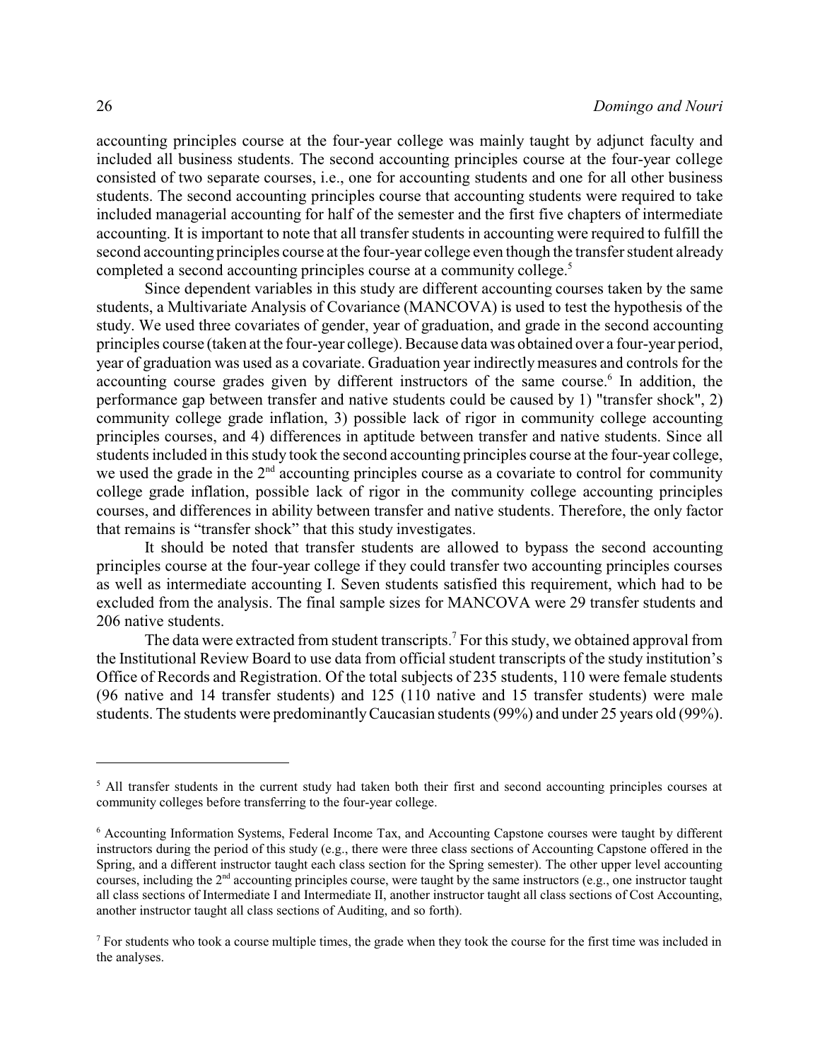accounting principles course at the four-year college was mainly taught by adjunct faculty and included all business students. The second accounting principles course at the four-year college consisted of two separate courses, i.e., one for accounting students and one for all other business students. The second accounting principles course that accounting students were required to take included managerial accounting for half of the semester and the first five chapters of intermediate accounting. It is important to note that all transfer students in accounting were required to fulfill the second accounting principles course at the four-year college even though the transfer student already completed a second accounting principles course at a community college.[5]

Since dependent variables in this study are different accounting courses taken by the same students, a Multivariate Analysis of Covariance (MANCOVA) is used to test the hypothesis of the study. We used three covariates of gender, year of graduation, and grade in the second accounting principles course (taken at the four-year college). Because data was obtained over a four-year period, year of graduation was used as a covariate. Graduation year indirectly measures and controls for the accounting course grades given by different instructors of the same course.[6] In addition, the performance gap between transfer and native students could be caused by 1) "transfer shock", 2) community college grade inflation, 3) possible lack of rigor in community college accounting principles courses, and 4) differences in aptitude between transfer and native students. Since all students included in this study took the second accounting principles course at the four-year college, we used the grade in the 2nd accounting principles course as a covariate to control for community college grade inflation, possible lack of rigor in the community college accounting principles courses, and differences in ability between transfer and native students. Therefore, the only factor that remains is "transfer shock" that this study investigates.

It should be noted that transfer students are allowed to bypass the second accounting principles course at the four-year college if they could transfer two accounting principles courses as well as intermediate accounting I. Seven students satisfied this requirement, which had to be excluded from the analysis. The final sample sizes for MANCOVA were 29 transfer students and 206 native students.

The data were extracted from student transcripts.[7] For this study, we obtained approval from the Institutional Review Board to use data from official student transcripts of the study institution's Office of Records and Registration. Of the total subjects of 235 students, 110 were female students (96 native and 14 transfer students) and 125 (110 native and 15 transfer students) were male students. The students were predominantly Caucasian students (99%) and under 25 years old (99%).

---

[5] All transfer students in the current study had taken both their first and second accounting principles courses at community colleges before transferring to the four-year college.

[6] Accounting Information Systems, Federal Income Tax, and Accounting Capstone courses were taught by different instructors during the period of this study (e.g., there were three class sections of Accounting Capstone offered in the Spring, and a different instructor taught each class section for the Spring semester). The other upper level accounting courses, including the 2nd accounting principles course, were taught by the same instructors (e.g., one instructor taught all class sections of Intermediate I and Intermediate II, another instructor taught all class sections of Cost Accounting, another instructor taught all class sections of Auditing, and so forth).

[7] For students who took a course multiple times, the grade when they took the course for the first time was included in the analyses.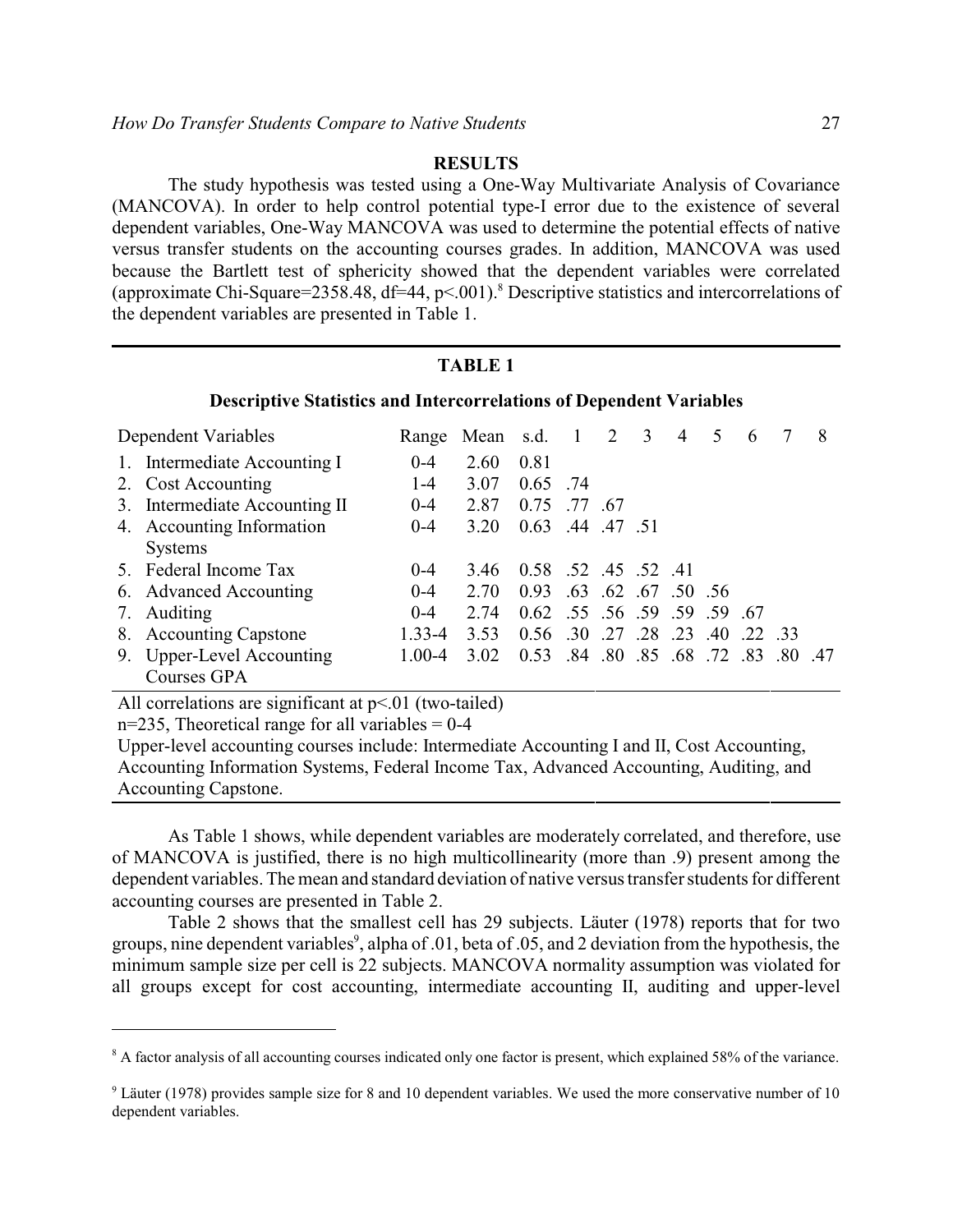## RESULTS

The study hypothesis was tested using a One-Way Multivariate Analysis of Covariance (MANCOVA). In order to help control potential type-I error due to the existence of several dependent variables, One-Way MANCOVA was used to determine the potential effects of native versus transfer students on the accounting courses grades. In addition, MANCOVA was used because the Bartlett test of sphericity showed that the dependent variables were correlated (approximate Chi-Square=2358.48, df=44, $p<.001$).[8] Descriptive statistics and intercorrelations of the dependent variables are presented in Table 1.

**TABLE 1**

**Descriptive Statistics and Intercorrelations of Dependent Variables**

| Dependent Variables | Range | Mean | s.d. | 1 | 2 | 3 | 4 | 5 | 6 | 7 | 8 |
|---|---|---|---|---|---|---|---|---|---|---|---|
| 1. Intermediate Accounting I | 0-4 | 2.60 | 0.81 | | | | | | | | |
| 2. Cost Accounting | 1-4 | 3.07 | 0.65 | .74 | | | | | | | |
| 3. Intermediate Accounting II | 0-4 | 2.87 | 0.75 | .77 | .67 | | | | | | |
| 4. Accounting Information Systems | 0-4 | 3.20 | 0.63 | .44 | .47 | .51 | | | | | |
| 5. Federal Income Tax | 0-4 | 3.46 | 0.58 | .52 | .45 | .52 | .41 | | | | |
| 6. Advanced Accounting | 0-4 | 2.70 | 0.93 | .63 | .62 | .67 | .50 | .56 | | | |
| 7. Auditing | 0-4 | 2.74 | 0.62 | .55 | .56 | .59 | .59 | .59 | .67 | | |
| 8. Accounting Capstone | 1.33-4 | 3.53 | 0.56 | .30 | .27 | .28 | .23 | .40 | .22 | .33 | |
| 9. Upper-Level Accounting Courses GPA | 1.00-4 | 3.02 | 0.53 | .84 | .80 | .85 | .68 | .72 | .83 | .80 | .47 |

All correlations are significant at $p<.01$ (two-tailed)
n=235, Theoretical range for all variables = 0-4
Upper-level accounting courses include: Intermediate Accounting I and II, Cost Accounting, Accounting Information Systems, Federal Income Tax, Advanced Accounting, Auditing, and Accounting Capstone.

As Table 1 shows, while dependent variables are moderately correlated, and therefore, use of MANCOVA is justified, there is no high multicollinearity (more than .9) present among the dependent variables. The mean and standard deviation of native versus transfer students for different accounting courses are presented in Table 2.

Table 2 shows that the smallest cell has 29 subjects. Läuter (1978) reports that for two groups, nine dependent variables[9], alpha of .01, beta of .05, and 2 deviation from the hypothesis, the minimum sample size per cell is 22 subjects. MANCOVA normality assumption was violated for all groups except for cost accounting, intermediate accounting II, auditing and upper-level

---

[8] A factor analysis of all accounting courses indicated only one factor is present, which explained 58% of the variance.

[9] Läuter (1978) provides sample size for 8 and 10 dependent variables. We used the more conservative number of 10 dependent variables.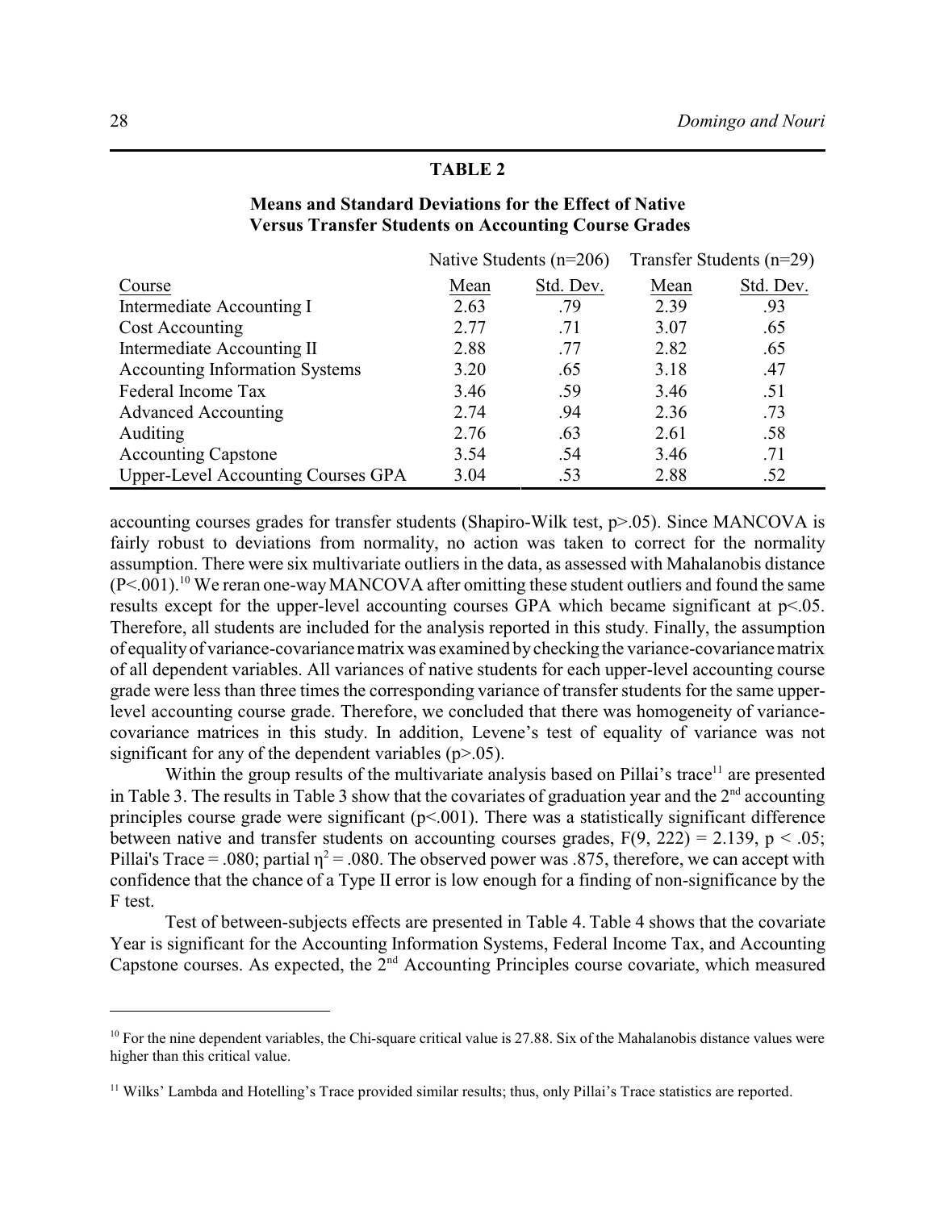**TABLE 2**

**Means and Standard Deviations for the Effect of Native Versus Transfer Students on Accounting Course Grades**

| | Native Students (n=206) | | Transfer Students (n=29) | |
|---|---|---|---|---|
| Course | Mean | Std. Dev. | Mean | Std. Dev. |
| Intermediate Accounting I | 2.63 | .79 | 2.39 | .93 |
| Cost Accounting | 2.77 | .71 | 3.07 | .65 |
| Intermediate Accounting II | 2.88 | .77 | 2.82 | .65 |
| Accounting Information Systems | 3.20 | .65 | 3.18 | .47 |
| Federal Income Tax | 3.46 | .59 | 3.46 | .51 |
| Advanced Accounting | 2.74 | .94 | 2.36 | .73 |
| Auditing | 2.76 | .63 | 2.61 | .58 |
| Accounting Capstone | 3.54 | .54 | 3.46 | .71 |
| Upper-Level Accounting Courses GPA | 3.04 | .53 | 2.88 | .52 |

accounting courses grades for transfer students (Shapiro-Wilk test, $p>.05$). Since MANCOVA is fairly robust to deviations from normality, no action was taken to correct for the normality assumption. There were six multivariate outliers in the data, as assessed with Mahalanobis distance ($P<.001$).[10] We reran one-way MANCOVA after omitting these student outliers and found the same results except for the upper-level accounting courses GPA which became significant at $p<.05$. Therefore, all students are included for the analysis reported in this study. Finally, the assumption of equality of variance-covariance matrix was examined by checking the variance-covariance matrix of all dependent variables. All variances of native students for each upper-level accounting course grade were less than three times the corresponding variance of transfer students for the same upper-level accounting course grade. Therefore, we concluded that there was homogeneity of variance-covariance matrices in this study. In addition, Levene's test of equality of variance was not significant for any of the dependent variables ($p>.05$).

Within the group results of the multivariate analysis based on Pillai's trace[11] are presented in Table 3. The results in Table 3 show that the covariates of graduation year and the 2nd accounting principles course grade were significant ($p<.001$). There was a statistically significant difference between native and transfer students on accounting courses grades, $F(9, 222) = 2.139$, $p < .05$; Pillai's Trace = .080; partial $\eta^2 = .080$. The observed power was .875, therefore, we can accept with confidence that the chance of a Type II error is low enough for a finding of non-significance by the F test.

Test of between-subjects effects are presented in Table 4. Table 4 shows that the covariate Year is significant for the Accounting Information Systems, Federal Income Tax, and Accounting Capstone courses. As expected, the 2nd Accounting Principles course covariate, which measured

---

[10] For the nine dependent variables, the Chi-square critical value is 27.88. Six of the Mahalanobis distance values were higher than this critical value.

[11] Wilks' Lambda and Hotelling's Trace provided similar results; thus, only Pillai's Trace statistics are reported.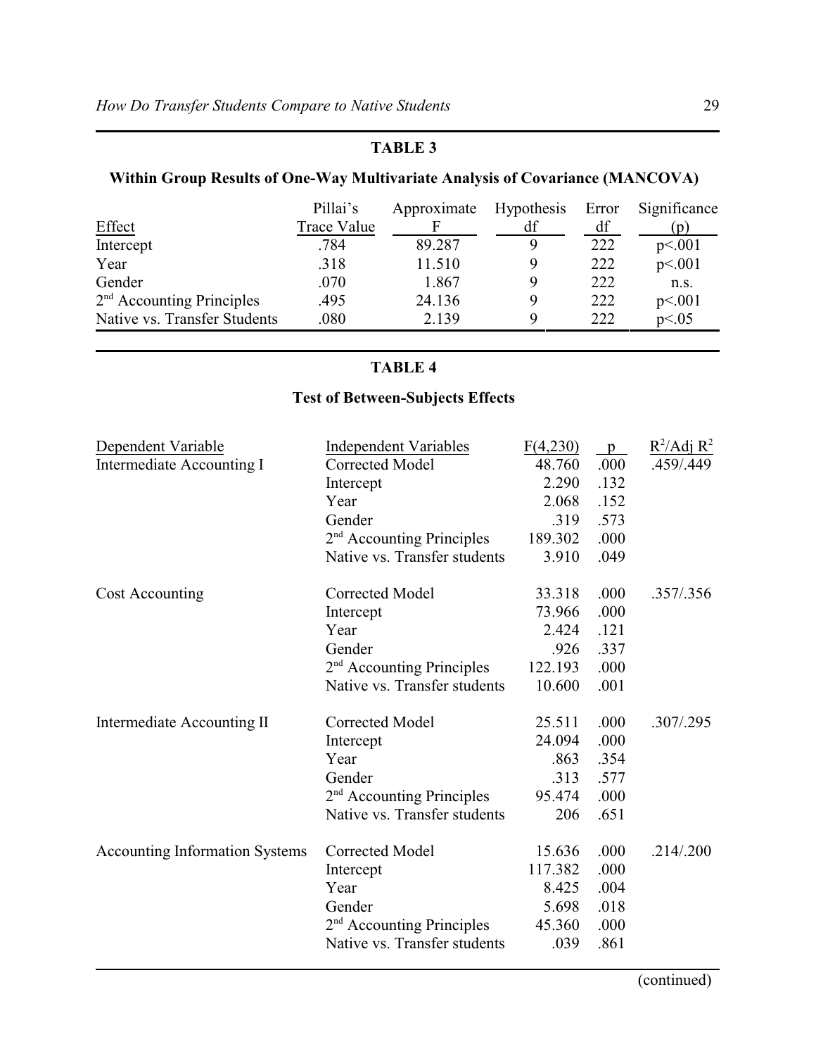**TABLE 3**

**Within Group Results of One-Way Multivariate Analysis of Covariance (MANCOVA)**

| Effect | Pillai's Trace Value | Approximate F | Hypothesis df | Error df | Significance (p) |
|---|---|---|---|---|---|
| Intercept | .784 | 89.287 | 9 | 222 | $p<.001$ |
| Year | .318 | 11.510 | 9 | 222 | $p<.001$ |
| Gender | .070 | 1.867 | 9 | 222 | n.s. |
| 2nd Accounting Principles | .495 | 24.136 | 9 | 222 | $p<.001$ |
| Native vs. Transfer Students | .080 | 2.139 | 9 | 222 | $p<.05$ |

**TABLE 4**

**Test of Between-Subjects Effects**

| Dependent Variable | Independent Variables | $F(4,230)$ | p | $R^2$/Adj $R^2$ |
|---|---|---|---|---|
| Intermediate Accounting I | Corrected Model | 48.760 | .000 | .459/.449 |
| | Intercept | 2.290 | .132 | |
| | Year | 2.068 | .152 | |
| | Gender | .319 | .573 | |
| | 2nd Accounting Principles | 189.302 | .000 | |
| | Native vs. Transfer students | 3.910 | .049 | |
| Cost Accounting | Corrected Model | 33.318 | .000 | .357/.356 |
| | Intercept | 73.966 | .000 | |
| | Year | 2.424 | .121 | |
| | Gender | .926 | .337 | |
| | 2nd Accounting Principles | 122.193 | .000 | |
| | Native vs. Transfer students | 10.600 | .001 | |
| Intermediate Accounting II | Corrected Model | 25.511 | .000 | .307/.295 |
| | Intercept | 24.094 | .000 | |
| | Year | .863 | .354 | |
| | Gender | .313 | .577 | |
| | 2nd Accounting Principles | 95.474 | .000 | |
| | Native vs. Transfer students | 206 | .651 | |
| Accounting Information Systems | Corrected Model | 15.636 | .000 | .214/.200 |
| | Intercept | 117.382 | .000 | |
| | Year | 8.425 | .004 | |
| | Gender | 5.698 | .018 | |
| | 2nd Accounting Principles | 45.360 | .000 | |
| | Native vs. Transfer students | .039 | .861 | |

(continued)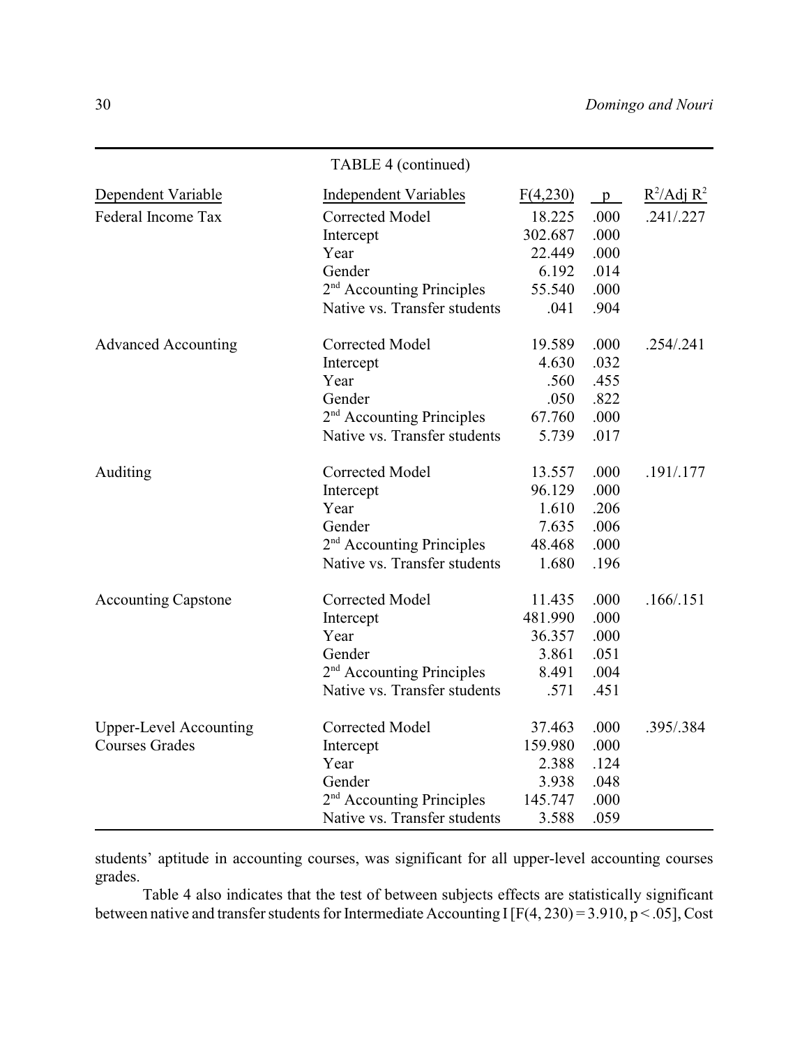TABLE 4 (continued)

| Dependent Variable | Independent Variables | F(4,230) | p | $R^2$/Adj $R^2$ |
|---|---|---|---|---|
| Federal Income Tax | Corrected Model | 18.225 | .000 | .241/.227 |
| | Intercept | 302.687 | .000 | |
| | Year | 22.449 | .000 | |
| | Gender | 6.192 | .014 | |
| | 2nd Accounting Principles | 55.540 | .000 | |
| | Native vs. Transfer students | .041 | .904 | |
| Advanced Accounting | Corrected Model | 19.589 | .000 | .254/.241 |
| | Intercept | 4.630 | .032 | |
| | Year | .560 | .455 | |
| | Gender | .050 | .822 | |
| | 2nd Accounting Principles | 67.760 | .000 | |
| | Native vs. Transfer students | 5.739 | .017 | |
| Auditing | Corrected Model | 13.557 | .000 | .191/.177 |
| | Intercept | 96.129 | .000 | |
| | Year | 1.610 | .206 | |
| | Gender | 7.635 | .006 | |
| | 2nd Accounting Principles | 48.468 | .000 | |
| | Native vs. Transfer students | 1.680 | .196 | |
| Accounting Capstone | Corrected Model | 11.435 | .000 | .166/.151 |
| | Intercept | 481.990 | .000 | |
| | Year | 36.357 | .000 | |
| | Gender | 3.861 | .051 | |
| | 2nd Accounting Principles | 8.491 | .004 | |
| | Native vs. Transfer students | .571 | .451 | |
| Upper-Level Accounting Courses Grades | Corrected Model | 37.463 | .000 | .395/.384 |
| | Intercept | 159.980 | .000 | |
| | Year | 2.388 | .124 | |
| | Gender | 3.938 | .048 | |
| | 2nd Accounting Principles | 145.747 | .000 | |
| | Native vs. Transfer students | 3.588 | .059 | |

students' aptitude in accounting courses, was significant for all upper-level accounting courses grades.

Table 4 also indicates that the test of between subjects effects are statistically significant between native and transfer students for Intermediate Accounting I [$F(4, 230) = 3.910$, $p < .05$], Cost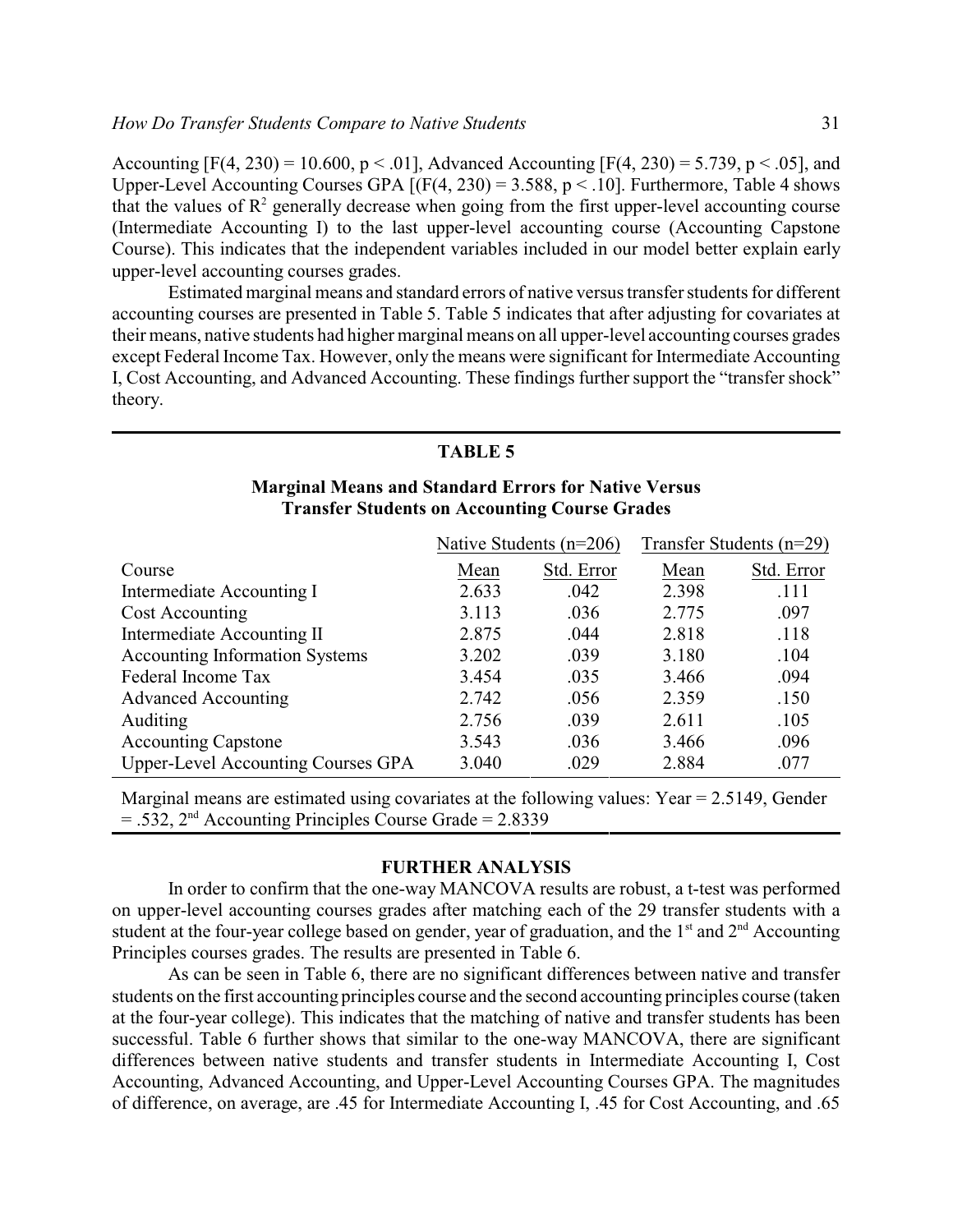Accounting [$F(4, 230) = 10.600$, $p < .01$], Advanced Accounting [$F(4, 230) = 5.739$, $p < .05$], and Upper-Level Accounting Courses GPA [($F(4, 230) = 3.588$, $p < .10$]. Furthermore, Table 4 shows that the values of $R^2$ generally decrease when going from the first upper-level accounting course (Intermediate Accounting I) to the last upper-level accounting course (Accounting Capstone Course). This indicates that the independent variables included in our model better explain early upper-level accounting courses grades.

Estimated marginal means and standard errors of native versus transfer students for different accounting courses are presented in Table 5. Table 5 indicates that after adjusting for covariates at their means, native students had higher marginal means on all upper-level accounting courses grades except Federal Income Tax. However, only the means were significant for Intermediate Accounting I, Cost Accounting, and Advanced Accounting. These findings further support the "transfer shock" theory.

**TABLE 5**

**Marginal Means and Standard Errors for Native Versus Transfer Students on Accounting Course Grades**

| | Native Students (n=206) | | Transfer Students (n=29) | |
|---|---|---|---|---|
| Course | Mean | Std. Error | Mean | Std. Error |
| Intermediate Accounting I | 2.633 | .042 | 2.398 | .111 |
| Cost Accounting | 3.113 | .036 | 2.775 | .097 |
| Intermediate Accounting II | 2.875 | .044 | 2.818 | .118 |
| Accounting Information Systems | 3.202 | .039 | 3.180 | .104 |
| Federal Income Tax | 3.454 | .035 | 3.466 | .094 |
| Advanced Accounting | 2.742 | .056 | 2.359 | .150 |
| Auditing | 2.756 | .039 | 2.611 | .105 |
| Accounting Capstone | 3.543 | .036 | 3.466 | .096 |
| Upper-Level Accounting Courses GPA | 3.040 | .029 | 2.884 | .077 |

Marginal means are estimated using covariates at the following values: Year = 2.5149, Gender = .532, 2nd Accounting Principles Course Grade = 2.8339

## FURTHER ANALYSIS

In order to confirm that the one-way MANCOVA results are robust, a t-test was performed on upper-level accounting courses grades after matching each of the 29 transfer students with a student at the four-year college based on gender, year of graduation, and the 1st and 2nd Accounting Principles courses grades. The results are presented in Table 6.

As can be seen in Table 6, there are no significant differences between native and transfer students on the first accounting principles course and the second accounting principles course (taken at the four-year college). This indicates that the matching of native and transfer students has been successful. Table 6 further shows that similar to the one-way MANCOVA, there are significant differences between native students and transfer students in Intermediate Accounting I, Cost Accounting, Advanced Accounting, and Upper-Level Accounting Courses GPA. The magnitudes of difference, on average, are .45 for Intermediate Accounting I, .45 for Cost Accounting, and .65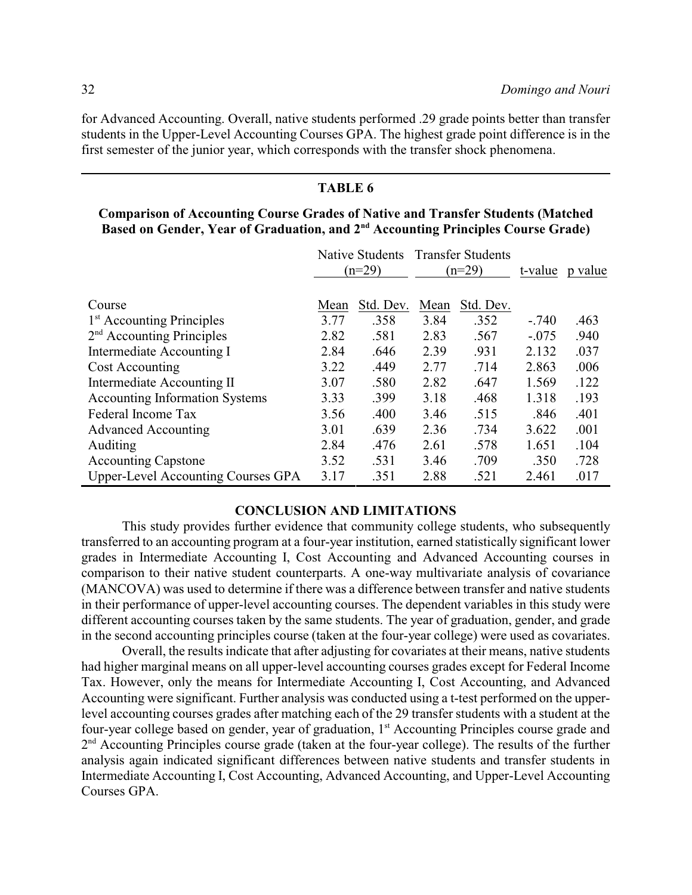for Advanced Accounting. Overall, native students performed .29 grade points better than transfer students in the Upper-Level Accounting Courses GPA. The highest grade point difference is in the first semester of the junior year, which corresponds with the transfer shock phenomena.

**TABLE 6**

**Comparison of Accounting Course Grades of Native and Transfer Students (Matched Based on Gender, Year of Graduation, and 2nd Accounting Principles Course Grade)**

| | Native Students (n=29) | | Transfer Students (n=29) | | t-value | p value |
|---|---|---|---|---|---|---|
| Course | Mean | Std. Dev. | Mean | Std. Dev. | | |
| 1st Accounting Principles | 3.77 | .358 | 3.84 | .352 | -.740 | .463 |
| 2nd Accounting Principles | 2.82 | .581 | 2.83 | .567 | -.075 | .940 |
| Intermediate Accounting I | 2.84 | .646 | 2.39 | .931 | 2.132 | .037 |
| Cost Accounting | 3.22 | .449 | 2.77 | .714 | 2.863 | .006 |
| Intermediate Accounting II | 3.07 | .580 | 2.82 | .647 | 1.569 | .122 |
| Accounting Information Systems | 3.33 | .399 | 3.18 | .468 | 1.318 | .193 |
| Federal Income Tax | 3.56 | .400 | 3.46 | .515 | .846 | .401 |
| Advanced Accounting | 3.01 | .639 | 2.36 | .734 | 3.622 | .001 |
| Auditing | 2.84 | .476 | 2.61 | .578 | 1.651 | .104 |
| Accounting Capstone | 3.52 | .531 | 3.46 | .709 | .350 | .728 |
| Upper-Level Accounting Courses GPA | 3.17 | .351 | 2.88 | .521 | 2.461 | .017 |

## CONCLUSION AND LIMITATIONS

This study provides further evidence that community college students, who subsequently transferred to an accounting program at a four-year institution, earned statistically significant lower grades in Intermediate Accounting I, Cost Accounting and Advanced Accounting courses in comparison to their native student counterparts. A one-way multivariate analysis of covariance (MANCOVA) was used to determine if there was a difference between transfer and native students in their performance of upper-level accounting courses. The dependent variables in this study were different accounting courses taken by the same students. The year of graduation, gender, and grade in the second accounting principles course (taken at the four-year college) were used as covariates.

Overall, the results indicate that after adjusting for covariates at their means, native students had higher marginal means on all upper-level accounting courses grades except for Federal Income Tax. However, only the means for Intermediate Accounting I, Cost Accounting, and Advanced Accounting were significant. Further analysis was conducted using a t-test performed on the upper-level accounting courses grades after matching each of the 29 transfer students with a student at the four-year college based on gender, year of graduation, 1st Accounting Principles course grade and 2nd Accounting Principles course grade (taken at the four-year college). The results of the further analysis again indicated significant differences between native students and transfer students in Intermediate Accounting I, Cost Accounting, Advanced Accounting, and Upper-Level Accounting Courses GPA.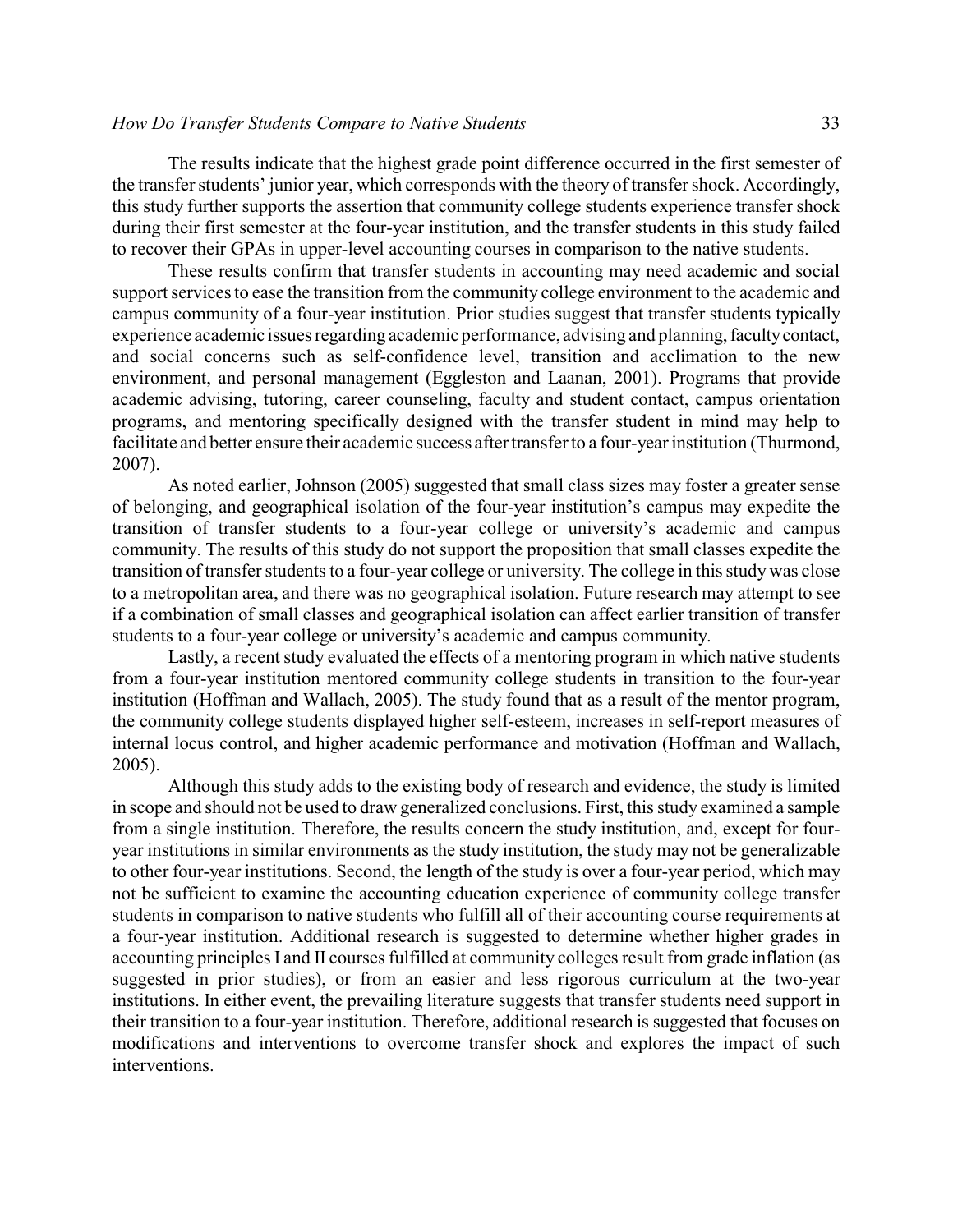The results indicate that the highest grade point difference occurred in the first semester of the transfer students' junior year, which corresponds with the theory of transfer shock. Accordingly, this study further supports the assertion that community college students experience transfer shock during their first semester at the four-year institution, and the transfer students in this study failed to recover their GPAs in upper-level accounting courses in comparison to the native students.

These results confirm that transfer students in accounting may need academic and social support services to ease the transition from the community college environment to the academic and campus community of a four-year institution. Prior studies suggest that transfer students typically experience academic issues regarding academic performance, advising and planning, faculty contact, and social concerns such as self-confidence level, transition and acclimation to the new environment, and personal management (Eggleston and Laanan, 2001). Programs that provide academic advising, tutoring, career counseling, faculty and student contact, campus orientation programs, and mentoring specifically designed with the transfer student in mind may help to facilitate and better ensure their academic success after transfer to a four-year institution (Thurmond, 2007).

As noted earlier, Johnson (2005) suggested that small class sizes may foster a greater sense of belonging, and geographical isolation of the four-year institution's campus may expedite the transition of transfer students to a four-year college or university's academic and campus community. The results of this study do not support the proposition that small classes expedite the transition of transfer students to a four-year college or university. The college in this study was close to a metropolitan area, and there was no geographical isolation. Future research may attempt to see if a combination of small classes and geographical isolation can affect earlier transition of transfer students to a four-year college or university's academic and campus community.

Lastly, a recent study evaluated the effects of a mentoring program in which native students from a four-year institution mentored community college students in transition to the four-year institution (Hoffman and Wallach, 2005). The study found that as a result of the mentor program, the community college students displayed higher self-esteem, increases in self-report measures of internal locus control, and higher academic performance and motivation (Hoffman and Wallach, 2005).

Although this study adds to the existing body of research and evidence, the study is limited in scope and should not be used to draw generalized conclusions. First, this study examined a sample from a single institution. Therefore, the results concern the study institution, and, except for four-year institutions in similar environments as the study institution, the study may not be generalizable to other four-year institutions. Second, the length of the study is over a four-year period, which may not be sufficient to examine the accounting education experience of community college transfer students in comparison to native students who fulfill all of their accounting course requirements at a four-year institution. Additional research is suggested to determine whether higher grades in accounting principles I and II courses fulfilled at community colleges result from grade inflation (as suggested in prior studies), or from an easier and less rigorous curriculum at the two-year institutions. In either event, the prevailing literature suggests that transfer students need support in their transition to a four-year institution. Therefore, additional research is suggested that focuses on modifications and interventions to overcome transfer shock and explores the impact of such interventions.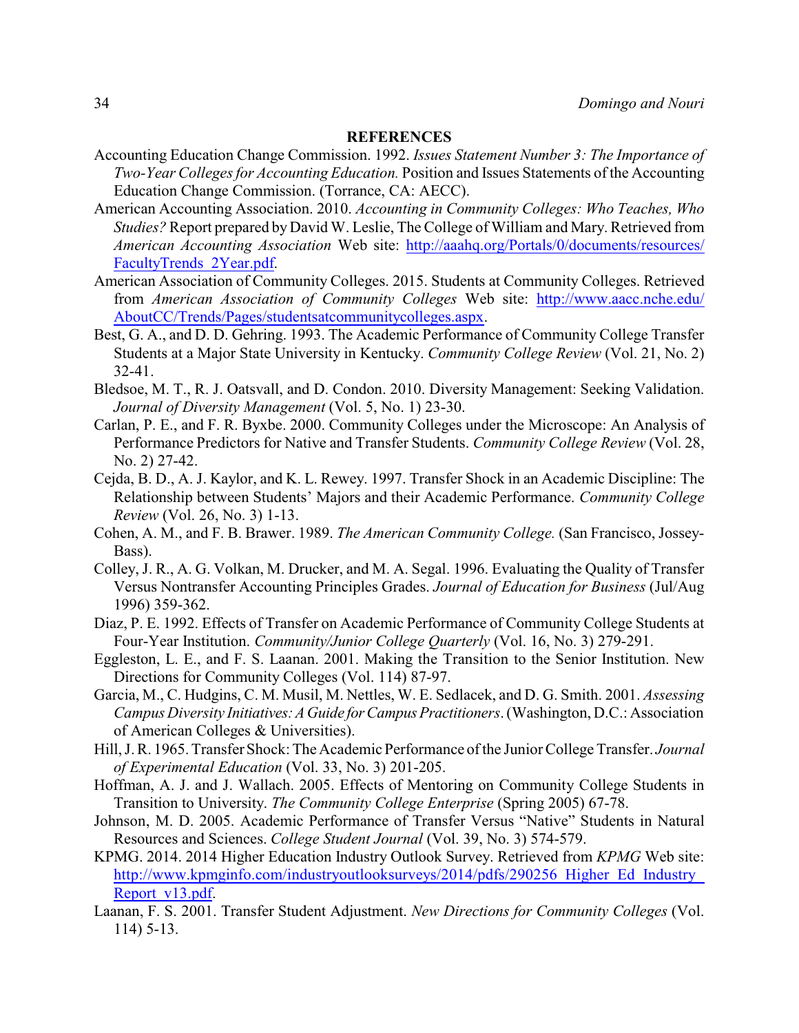## REFERENCES

Accounting Education Change Commission. 1992. *Issues Statement Number 3: The Importance of Two-Year Colleges for Accounting Education.* Position and Issues Statements of the Accounting Education Change Commission. (Torrance, CA: AECC).

American Accounting Association. 2010. *Accounting in Community Colleges: Who Teaches, Who Studies?* Report prepared by David W. Leslie, The College of William and Mary. Retrieved from *American Accounting Association* Web site: http://aaahq.org/Portals/0/documents/resources/FacultyTrends_2Year.pdf.

American Association of Community Colleges. 2015. Students at Community Colleges. Retrieved from *American Association of Community Colleges* Web site: http://www.aacc.nche.edu/AboutCC/Trends/Pages/studentsatcommunitycolleges.aspx.

Best, G. A., and D. D. Gehring. 1993. The Academic Performance of Community College Transfer Students at a Major State University in Kentucky. *Community College Review* (Vol. 21, No. 2) 32-41.

Bledsoe, M. T., R. J. Oatsvall, and D. Condon. 2010. Diversity Management: Seeking Validation. *Journal of Diversity Management* (Vol. 5, No. 1) 23-30.

Carlan, P. E., and F. R. Byxbe. 2000. Community Colleges under the Microscope: An Analysis of Performance Predictors for Native and Transfer Students. *Community College Review* (Vol. 28, No. 2) 27-42.

Cejda, B. D., A. J. Kaylor, and K. L. Rewey. 1997. Transfer Shock in an Academic Discipline: The Relationship between Students' Majors and their Academic Performance. *Community College Review* (Vol. 26, No. 3) 1-13.

Cohen, A. M., and F. B. Brawer. 1989. *The American Community College.* (San Francisco, Jossey-Bass).

Colley, J. R., A. G. Volkan, M. Drucker, and M. A. Segal. 1996. Evaluating the Quality of Transfer Versus Nontransfer Accounting Principles Grades. *Journal of Education for Business* (Jul/Aug 1996) 359-362.

Diaz, P. E. 1992. Effects of Transfer on Academic Performance of Community College Students at Four-Year Institution. *Community/Junior College Quarterly* (Vol. 16, No. 3) 279-291.

Eggleston, L. E., and F. S. Laanan. 2001. Making the Transition to the Senior Institution. New Directions for Community Colleges (Vol. 114) 87-97.

Garcia, M., C. Hudgins, C. M. Musil, M. Nettles, W. E. Sedlacek, and D. G. Smith. 2001. *Assessing Campus Diversity Initiatives: A Guide for Campus Practitioners*. (Washington, D.C.: Association of American Colleges & Universities).

Hill, J. R. 1965. Transfer Shock: The Academic Performance of the Junior College Transfer. *Journal of Experimental Education* (Vol. 33, No. 3) 201-205.

Hoffman, A. J. and J. Wallach. 2005. Effects of Mentoring on Community College Students in Transition to University. *The Community College Enterprise* (Spring 2005) 67-78.

Johnson, M. D. 2005. Academic Performance of Transfer Versus "Native" Students in Natural Resources and Sciences. *College Student Journal* (Vol. 39, No. 3) 574-579.

KPMG. 2014. 2014 Higher Education Industry Outlook Survey. Retrieved from *KPMG* Web site: http://www.kpmginfo.com/industryoutlooksurveys/2014/pdfs/290256_Higher_Ed_Industry_Report_v13.pdf.

Laanan, F. S. 2001. Transfer Student Adjustment. *New Directions for Community Colleges* (Vol. 114) 5-13.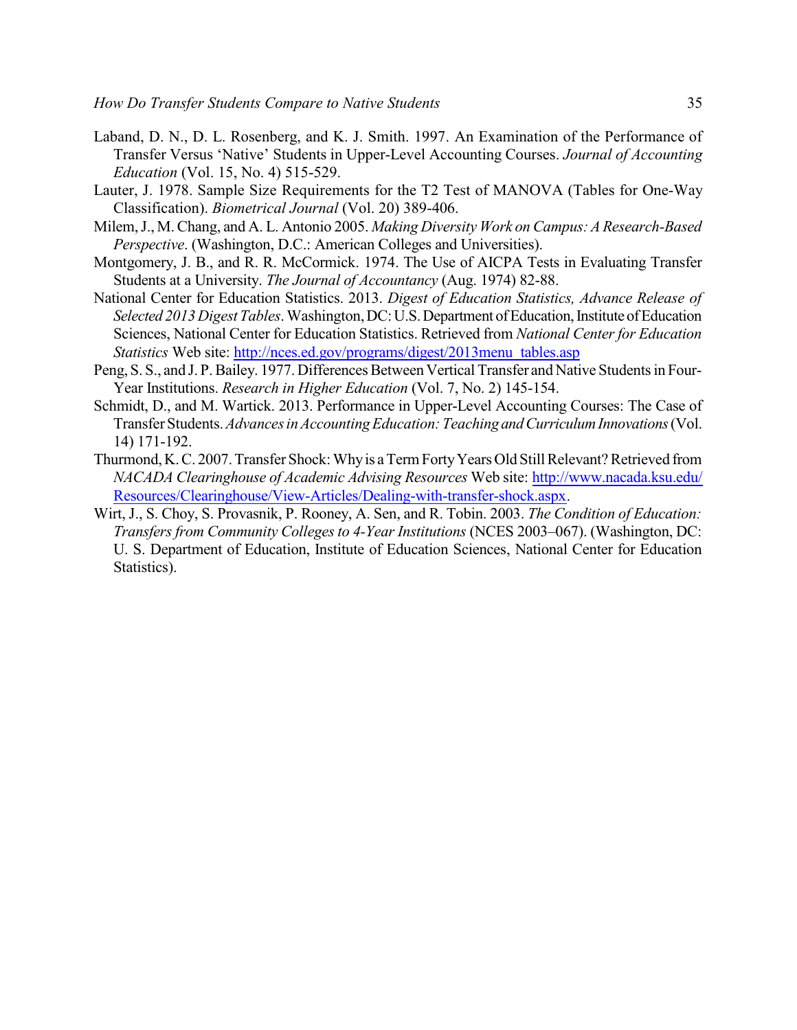Laband, D. N., D. L. Rosenberg, and K. J. Smith. 1997. An Examination of the Performance of Transfer Versus 'Native' Students in Upper-Level Accounting Courses. *Journal of Accounting Education* (Vol. 15, No. 4) 515-529.

Lauter, J. 1978. Sample Size Requirements for the T2 Test of MANOVA (Tables for One-Way Classification). *Biometrical Journal* (Vol. 20) 389-406.

Milem, J., M. Chang, and A. L. Antonio 2005. *Making Diversity Work on Campus: A Research-Based Perspective*. (Washington, D.C.: American Colleges and Universities).

Montgomery, J. B., and R. R. McCormick. 1974. The Use of AICPA Tests in Evaluating Transfer Students at a University. *The Journal of Accountancy* (Aug. 1974) 82-88.

National Center for Education Statistics. 2013. *Digest of Education Statistics, Advance Release of Selected 2013 Digest Tables*. Washington, DC: U.S. Department of Education, Institute of Education Sciences, National Center for Education Statistics. Retrieved from *National Center for Education Statistics* Web site: http://nces.ed.gov/programs/digest/2013menu_tables.asp

Peng, S. S., and J. P. Bailey. 1977. Differences Between Vertical Transfer and Native Students in Four-Year Institutions. *Research in Higher Education* (Vol. 7, No. 2) 145-154.

Schmidt, D., and M. Wartick. 2013. Performance in Upper-Level Accounting Courses: The Case of Transfer Students. *Advances in Accounting Education: Teaching and Curriculum Innovations* (Vol. 14) 171-192.

Thurmond, K. C. 2007. Transfer Shock: Why is a Term Forty Years Old Still Relevant? Retrieved from *NACADA Clearinghouse of Academic Advising Resources* Web site: http://www.nacada.ksu.edu/Resources/Clearinghouse/View-Articles/Dealing-with-transfer-shock.aspx.

Wirt, J., S. Choy, S. Provasnik, P. Rooney, A. Sen, and R. Tobin. 2003. *The Condition of Education: Transfers from Community Colleges to 4-Year Institutions* (NCES 2003–067). (Washington, DC: U. S. Department of Education, Institute of Education Sciences, National Center for Education Statistics).